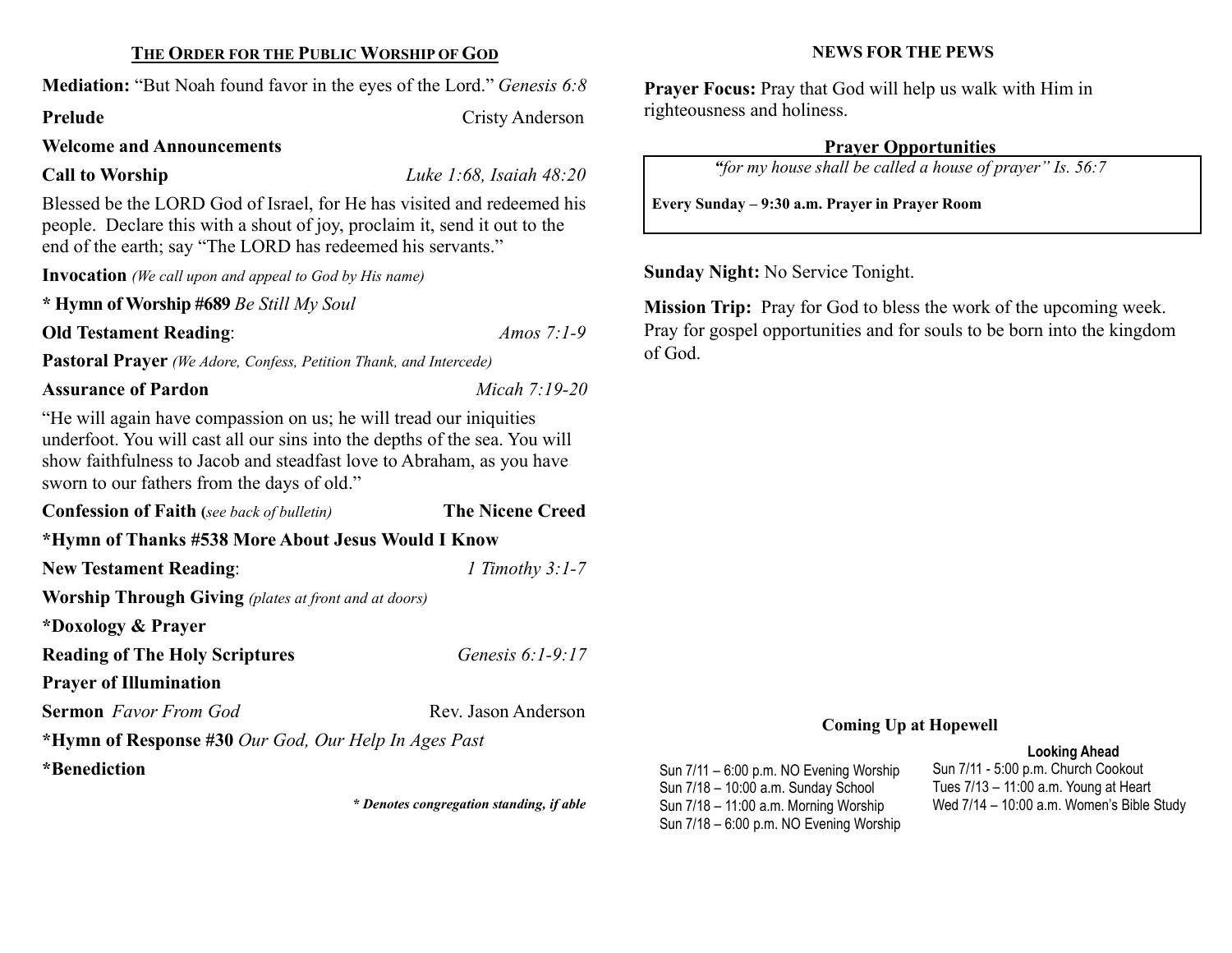## THE ORDER FOR THE PUBLIC WORSHIP OF GOD

**Mediation:** "But Noah found favor in the eyes of the Lord." *Genesis 6:8*

**Prelude** Cristy Anderson

**Welcome and Announcements**

**Call to Worship** *Luke 1:68, Isaiah 48:20*

Blessed be the LORD God of Israel, for He has visited and redeemed his people. Declare this with a shout of joy, proclaim it, send it out to the end of the earth; say "The LORD has redeemed his servants."

**Invocation** *(We call upon and appeal to God by His name)*

**\* Hymn of Worship #689** *Be Still My Soul*

**Old Testament Reading**: *Amos 7:1-9*

**Pastoral Prayer** *(We Adore, Confess, Petition Thank, and Intercede)*

**Assurance of Pardon** *Micah 7:19-20*

"He will again have compassion on us; he will tread our iniquities underfoot. You will cast all our sins into the depths of the sea. You will show faithfulness to Jacob and steadfast love to Abraham, as you have sworn to our fathers from the days of old."

**Confession of Faith (***see back of bulletin***)** **The Nicene Creed**

**\*Hymn of Thanks #538 More About Jesus Would I Know**

**New Testament Reading**: *1 Timothy 3:1-7*

**Worship Through Giving** *(plates at front and at doors)*

**\*Doxology & Prayer**

**Reading of The Holy Scriptures** *Genesis 6:1-9:17*

**Prayer of Illumination**

**Sermon** *Favor From God* Rev. Jason Anderson

**\*Hymn of Response #30** *Our God, Our Help In Ages Past*

**\*Benediction**

***\* Denotes congregation standing, if able***

## NEWS FOR THE PEWS

**Prayer Focus:** Pray that God will help us walk with Him in righteousness and holiness.

### Prayer Opportunities

*"for my house shall be called a house of prayer" Is. 56:7*

**Every Sunday – 9:30 a.m. Prayer in Prayer Room**

**Sunday Night:** No Service Tonight.

**Mission Trip:** Pray for God to bless the work of the upcoming week. Pray for gospel opportunities and for souls to be born into the kingdom of God.

### Coming Up at Hopewell

Sun 7/11 – 6:00 p.m. NO Evening Worship
Sun 7/18 – 10:00 a.m. Sunday School
Sun 7/18 – 11:00 a.m. Morning Worship
Sun 7/18 – 6:00 p.m. NO Evening Worship

**Looking Ahead**

Sun 7/11 - 5:00 p.m. Church Cookout
Tues 7/13 – 11:00 a.m. Young at Heart
Wed 7/14 – 10:00 a.m. Women's Bible Study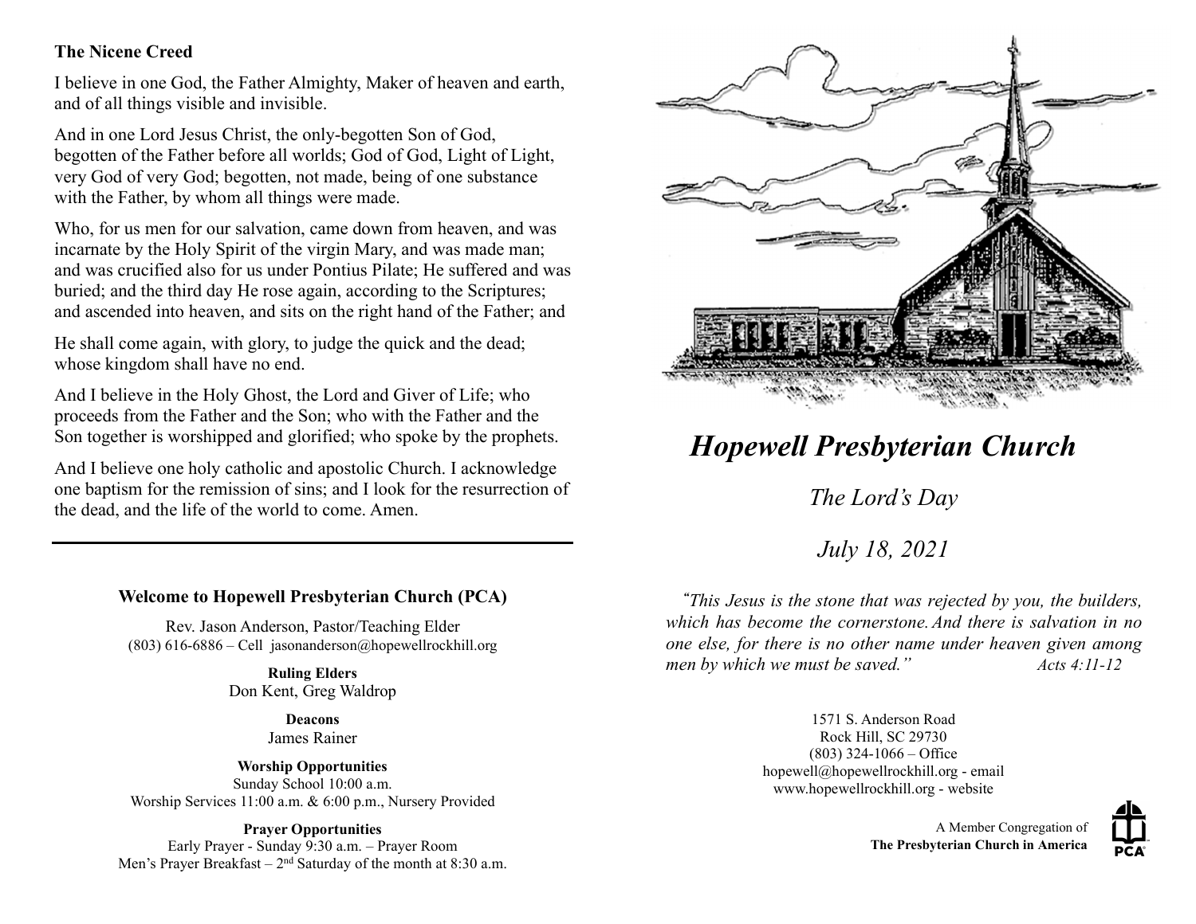## The Nicene Creed

I believe in one God, the Father Almighty, Maker of heaven and earth, and of all things visible and invisible.

And in one Lord Jesus Christ, the only-begotten Son of God, begotten of the Father before all worlds; God of God, Light of Light, very God of very God; begotten, not made, being of one substance with the Father, by whom all things were made.

Who, for us men for our salvation, came down from heaven, and was incarnate by the Holy Spirit of the virgin Mary, and was made man; and was crucified also for us under Pontius Pilate; He suffered and was buried; and the third day He rose again, according to the Scriptures; and ascended into heaven, and sits on the right hand of the Father; and

He shall come again, with glory, to judge the quick and the dead; whose kingdom shall have no end.

And I believe in the Holy Ghost, the Lord and Giver of Life; who proceeds from the Father and the Son; who with the Father and the Son together is worshipped and glorified; who spoke by the prophets.

And I believe one holy catholic and apostolic Church. I acknowledge one baptism for the remission of sins; and I look for the resurrection of the dead, and the life of the world to come. Amen.

---

### Welcome to Hopewell Presbyterian Church (PCA)

Rev. Jason Anderson, Pastor/Teaching Elder
(803) 616-6886 – Cell jasonanderson@hopewellrockhill.org

**Ruling Elders**
Don Kent, Greg Waldrop

**Deacons**
James Rainer

**Worship Opportunities**
Sunday School 10:00 a.m.
Worship Services 11:00 a.m. & 6:00 p.m., Nursery Provided

**Prayer Opportunities**
Early Prayer - Sunday 9:30 a.m. – Prayer Room
Men's Prayer Breakfast – 2nd Saturday of the month at 8:30 a.m.

# *Hopewell Presbyterian Church*

*The Lord's Day*

*July 18, 2021*

*"This Jesus is the stone that was rejected by you, the builders, which has become the cornerstone. And there is salvation in no one else, for there is no other name under heaven given among men by which we must be saved."* *Acts 4:11-12*

1571 S. Anderson Road
Rock Hill, SC 29730
(803) 324-1066 – Office
hopewell@hopewellrockhill.org - email
www.hopewellrockhill.org - website

A Member Congregation of
**The Presbyterian Church in America**